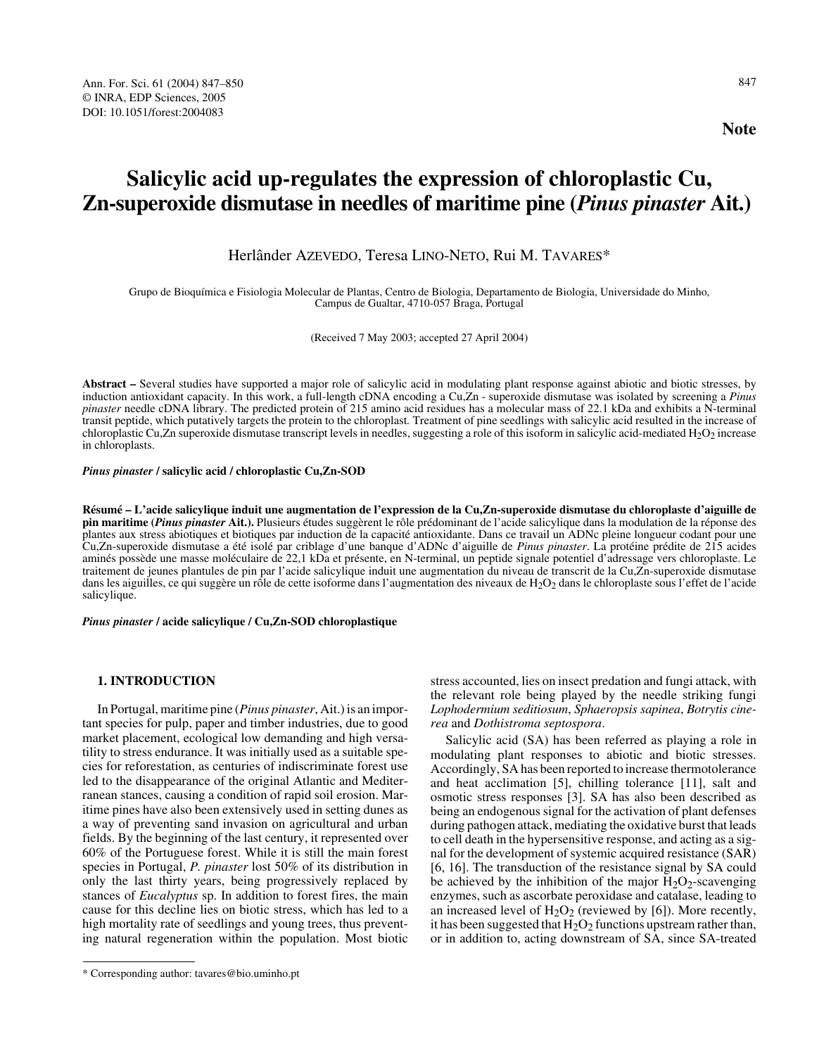**Note**

# Salicylic acid up-regulates the expression of chloroplastic Cu, Zn-superoxide dismutase in needles of maritime pine (*Pinus pinaster* Ait.)

Herlânder AZEVEDO, Teresa LINO-NETO, Rui M. TAVARES*

Grupo de Bioquímica e Fisiologia Molecular de Plantas, Centro de Biologia, Departamento de Biologia, Universidade do Minho, Campus de Gualtar, 4710-057 Braga, Portugal

(Received 7 May 2003; accepted 27 April 2004)

**Abstract –** Several studies have supported a major role of salicylic acid in modulating plant response against abiotic and biotic stresses, by induction antioxidant capacity. In this work, a full-length cDNA encoding a Cu,Zn - superoxide dismutase was isolated by screening a *Pinus pinaster* needle cDNA library. The predicted protein of 215 amino acid residues has a molecular mass of 22.1 kDa and exhibits a N-terminal transit peptide, which putatively targets the protein to the chloroplast. Treatment of pine seedlings with salicylic acid resulted in the increase of chloroplastic Cu,Zn superoxide dismutase transcript levels in needles, suggesting a role of this isoform in salicylic acid-mediated $H_2O_2$ increase in chloroplasts.

***Pinus pinaster*** **/ salicylic acid / chloroplastic Cu,Zn-SOD**

**Résumé – L'acide salicylique induit une augmentation de l'expression de la Cu,Zn-superoxide dismutase du chloroplaste d'aiguille de pin maritime (*Pinus pinaster* Ait.).** Plusieurs études suggèrent le rôle prédominant de l'acide salicylique dans la modulation de la réponse des plantes aux stress abiotiques et biotiques par induction de la capacité antioxidante. Dans ce travail un ADNc pleine longueur codant pour une Cu,Zn-superoxide dismutase a été isolé par criblage d'une banque d'ADNc d'aiguille de *Pinus pinaster*. La protéine prédite de 215 acides aminés possède une masse moléculaire de 22,1 kDa et présente, en N-terminal, un peptide signale potentiel d'adressage vers chloroplaste. Le traitement de jeunes plantules de pin par l'acide salicylique induit une augmentation du niveau de transcrit de la Cu,Zn-superoxide dismutase dans les aiguilles, ce qui suggère un rôle de cette isoforme dans l'augmentation des niveaux de $H_2O_2$ dans le chloroplaste sous l'effet de l'acide salicylique.

***Pinus pinaster*** **/ acide salicylique / Cu,Zn-SOD chloroplastique**

## 1. INTRODUCTION

In Portugal, maritime pine (*Pinus pinaster*, Ait.) is an important species for pulp, paper and timber industries, due to good market placement, ecological low demanding and high versatility to stress endurance. It was initially used as a suitable species for reforestation, as centuries of indiscriminate forest use led to the disappearance of the original Atlantic and Mediterranean stances, causing a condition of rapid soil erosion. Maritime pines have also been extensively used in setting dunes as a way of preventing sand invasion on agricultural and urban fields. By the beginning of the last century, it represented over 60% of the Portuguese forest. While it is still the main forest species in Portugal, *P. pinaster* lost 50% of its distribution in only the last thirty years, being progressively replaced by stances of *Eucalyptus* sp. In addition to forest fires, the main cause for this decline lies on biotic stress, which has led to a high mortality rate of seedlings and young trees, thus preventing natural regeneration within the population. Most biotic stress accounted, lies on insect predation and fungi attack, with the relevant role being played by the needle striking fungi *Lophodermium seditiosum*, *Sphaeropsis sapinea*, *Botrytis cinerea* and *Dothistroma septospora*.

Salicylic acid (SA) has been referred as playing a role in modulating plant responses to abiotic and biotic stresses. Accordingly, SA has been reported to increase thermotolerance and heat acclimation [5], chilling tolerance [11], salt and osmotic stress responses [3]. SA has also been described as being an endogenous signal for the activation of plant defenses during pathogen attack, mediating the oxidative burst that leads to cell death in the hypersensitive response, and acting as a signal for the development of systemic acquired resistance (SAR) [6, 16]. The transduction of the resistance signal by SA could be achieved by the inhibition of the major $H_2O_2$-scavenging enzymes, such as ascorbate peroxidase and catalase, leading to an increased level of $H_2O_2$ (reviewed by [6]). More recently, it has been suggested that $H_2O_2$ functions upstream rather than, or in addition to, acting downstream of SA, since SA-treated

---

* Corresponding author: tavares@bio.uminho.pt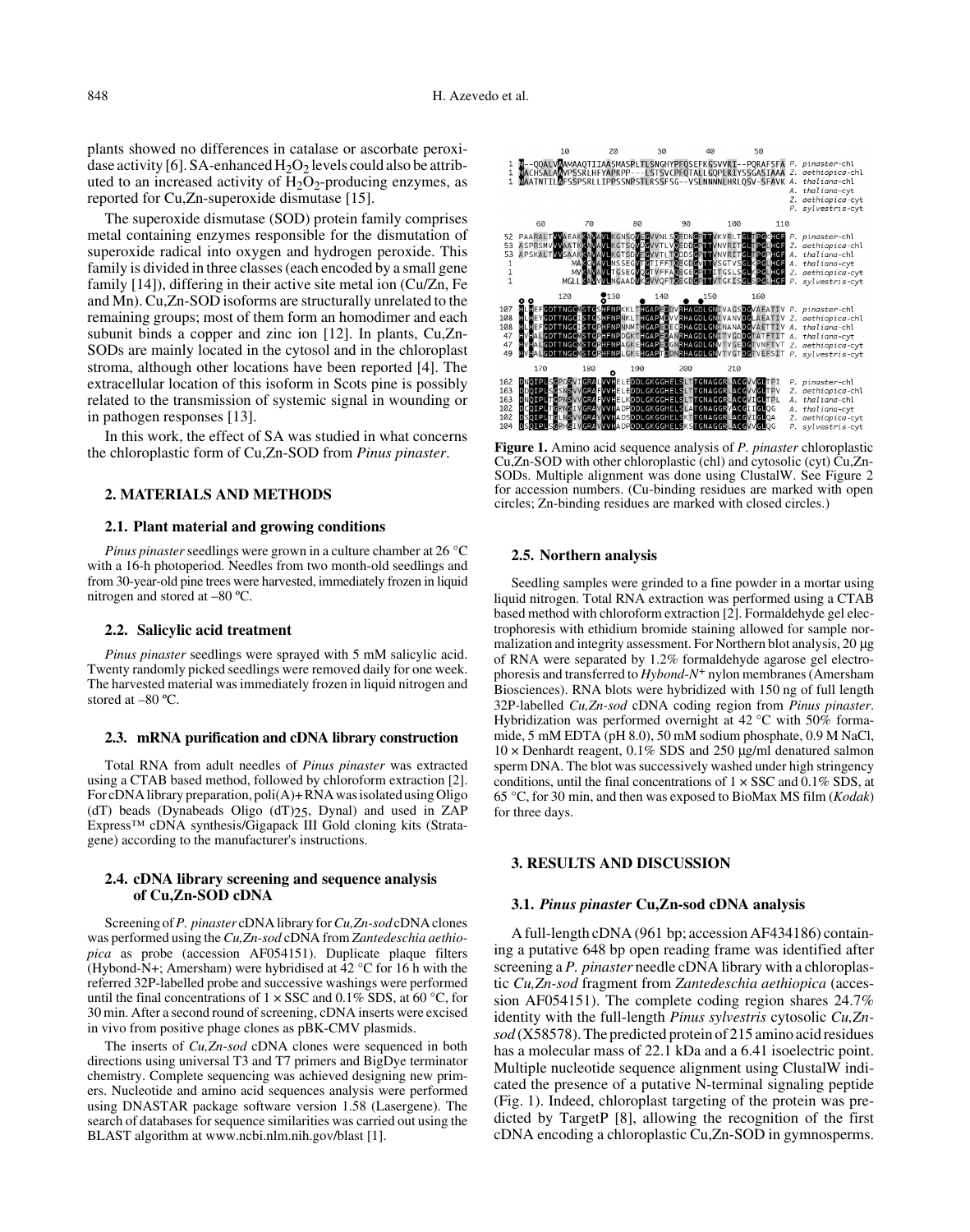plants showed no differences in catalase or ascorbate peroxidase activity [6]. SA-enhanced $H_2O_2$ levels could also be attributed to an increased activity of $H_2O_2$-producing enzymes, as reported for Cu,Zn-superoxide dismutase [15].

The superoxide dismutase (SOD) protein family comprises metal containing enzymes responsible for the dismutation of superoxide radical into oxygen and hydrogen peroxide. This family is divided in three classes (each encoded by a small gene family [14]), differing in their active site metal ion (Cu/Zn, Fe and Mn). Cu,Zn-SOD isoforms are structurally unrelated to the remaining groups; most of them form an homodimer and each subunit binds a copper and zinc ion [12]. In plants, Cu,Zn-SODs are mainly located in the cytosol and in the chloroplast stroma, although other locations have been reported [4]. The extracellular location of this isoform in Scots pine is possibly related to the transmission of systemic signal in wounding or in pathogen responses [13].

In this work, the effect of SA was studied in what concerns the chloroplastic form of Cu,Zn-SOD from *Pinus pinaster*.

## 2. MATERIALS AND METHODS

### 2.1. Plant material and growing conditions

*Pinus pinaster* seedlings were grown in a culture chamber at 26 °C with a 16-h photoperiod. Needles from two month-old seedlings and from 30-year-old pine trees were harvested, immediately frozen in liquid nitrogen and stored at –80 ºC.

### 2.2. Salicylic acid treatment

*Pinus pinaster* seedlings were sprayed with 5 mM salicylic acid. Twenty randomly picked seedlings were removed daily for one week. The harvested material was immediately frozen in liquid nitrogen and stored at –80 ºC.

### 2.3. mRNA purification and cDNA library construction

Total RNA from adult needles of *Pinus pinaster* was extracted using a CTAB based method, followed by chloroform extraction [2]. For cDNA library preparation, poli(A)+ RNA was isolated using Oligo (dT) beads (Dynabeads Oligo $(dT)_{25}$, Dynal) and used in ZAP Express™ cDNA synthesis/Gigapack III Gold cloning kits (Stratagene) according to the manufacturer's instructions.

### 2.4. cDNA library screening and sequence analysis of Cu,Zn-SOD cDNA

Screening of *P. pinaster* cDNA library for *Cu,Zn-sod* cDNA clones was performed using the *Cu,Zn-sod* cDNA from *Zantedeschia aethiopica* as probe (accession AF054151). Duplicate plaque filters (Hybond-N+; Amersham) were hybridised at 42 °C for 16 h with the referred 32P-labelled probe and successive washings were performed until the final concentrations of 1 × SSC and 0.1% SDS, at 60 °C, for 30 min. After a second round of screening, cDNA inserts were excised in vivo from positive phage clones as pBK-CMV plasmids.

The inserts of *Cu,Zn-sod* cDNA clones were sequenced in both directions using universal T3 and T7 primers and BigDye terminator chemistry. Complete sequencing was achieved designing new primers. Nucleotide and amino acid sequences analysis were performed using DNASTAR package software version 1.58 (Lasergene). The search of databases for sequence similarities was carried out using the BLAST algorithm at www.ncbi.nlm.nih.gov/blast [1].

**Figure 1.** Amino acid sequence analysis of *P. pinaster* chloroplastic Cu,Zn-SOD with other chloroplastic (chl) and cytosolic (cyt) Cu,Zn-SODs. Multiple alignment was done using ClustalW. See Figure 2 for accession numbers. (Cu-binding residues are marked with open circles; Zn-binding residues are marked with closed circles.)

### 2.5. Northern analysis

Seedling samples were grinded to a fine powder in a mortar using liquid nitrogen. Total RNA extraction was performed using a CTAB based method with chloroform extraction [2]. Formaldehyde gel electrophoresis with ethidium bromide staining allowed for sample normalization and integrity assessment. For Northern blot analysis, 20 µg of RNA were separated by 1.2% formaldehyde agarose gel electrophoresis and transferred to *Hybond-N*+ nylon membranes (Amersham Biosciences). RNA blots were hybridized with 150 ng of full length 32P-labelled *Cu,Zn-sod* cDNA coding region from *Pinus pinaster*. Hybridization was performed overnight at 42 °C with 50% formamide, 5 mM EDTA (pH 8.0), 50 mM sodium phosphate, 0.9 M NaCl, 10 × Denhardt reagent, 0.1% SDS and 250 µg/ml denatured salmon sperm DNA. The blot was successively washed under high stringency conditions, until the final concentrations of 1 × SSC and 0.1% SDS, at 65 °C, for 30 min, and then was exposed to BioMax MS film (*Kodak*) for three days.

## 3. RESULTS AND DISCUSSION

### 3.1. *Pinus pinaster* Cu,Zn-sod cDNA analysis

A full-length cDNA (961 bp; accession AF434186) containing a putative 648 bp open reading frame was identified after screening a *P. pinaster* needle cDNA library with a chloroplastic *Cu,Zn-sod* fragment from *Zantedeschia aethiopica* (accession AF054151). The complete coding region shares 24.7% identity with the full-length *Pinus sylvestris* cytosolic *Cu,Zn-sod* (X58578). The predicted protein of 215 amino acid residues has a molecular mass of 22.1 kDa and a 6.41 isoelectric point. Multiple nucleotide sequence alignment using ClustalW indicated the presence of a putative N-terminal signaling peptide (Fig. 1). Indeed, chloroplast targeting of the protein was predicted by TargetP [8], allowing the recognition of the first cDNA encoding a chloroplastic Cu,Zn-SOD in gymnosperms.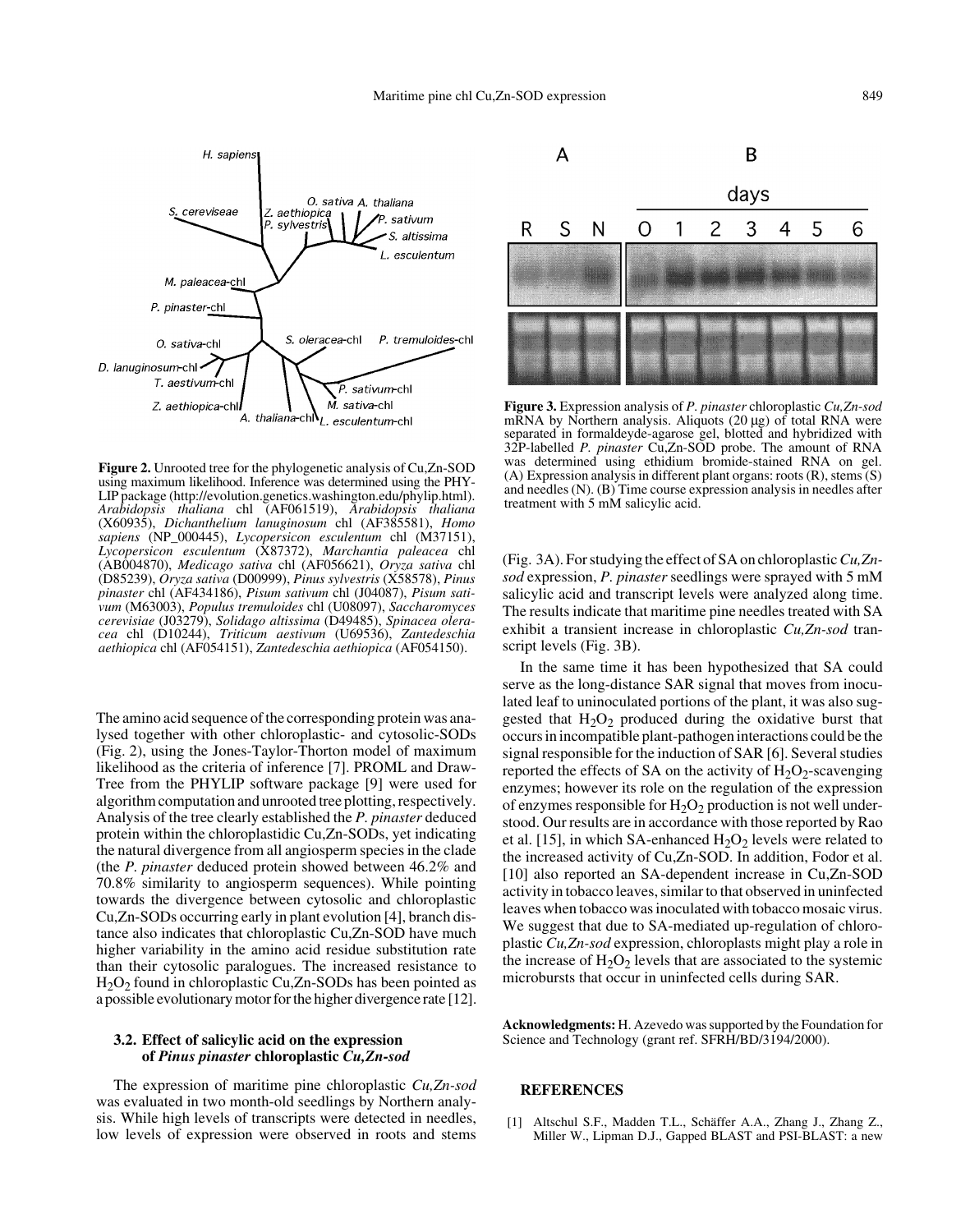**Figure 2.** Unrooted tree for the phylogenetic analysis of Cu,Zn-SOD using maximum likelihood. Inference was determined using the PHYLIP package (http://evolution.genetics.washington.edu/phylip.html). *Arabidopsis thaliana* chl (AF061519), *Arabidopsis thaliana* (X60935), *Dichanthelium lanuginosum* chl (AF385581), *Homo sapiens* (NP_000445), *Lycopersicon esculentum* chl (M37151), *Lycopersicon esculentum* (X87372), *Marchantia paleacea* chl (AB004870), *Medicago sativa* chl (AF056621), *Oryza sativa* chl (D85239), *Oryza sativa* (D00999), *Pinus sylvestris* (X58578), *Pinus pinaster* chl (AF434186), *Pisum sativum* chl (J04087), *Pisum sativum* (M63003), *Populus tremuloides* chl (U08097), *Saccharomyces cerevisiae* (J03279), *Solidago altissima* (D49485), *Spinacea oleracea* chl (D10244), *Triticum aestivum* (U69536), *Zantedeschia aethiopica* chl (AF054151), *Zantedeschia aethiopica* (AF054150).

The amino acid sequence of the corresponding protein was analysed together with other chloroplastic- and cytosolic-SODs (Fig. 2), using the Jones-Taylor-Thorton model of maximum likelihood as the criteria of inference [7]. PROML and DrawTree from the PHYLIP software package [9] were used for algorithm computation and unrooted tree plotting, respectively. Analysis of the tree clearly established the *P. pinaster* deduced protein within the chloroplastidic Cu,Zn-SODs, yet indicating the natural divergence from all angiosperm species in the clade (the *P. pinaster* deduced protein showed between 46.2% and 70.8% similarity to angiosperm sequences). While pointing towards the divergence between cytosolic and chloroplastic Cu,Zn-SODs occurring early in plant evolution [4], branch distance also indicates that chloroplastic Cu,Zn-SOD have much higher variability in the amino acid residue substitution rate than their cytosolic paralogues. The increased resistance to $H_2O_2$ found in chloroplastic Cu,Zn-SODs has been pointed as a possible evolutionary motor for the higher divergence rate [12].

### 3.2. Effect of salicylic acid on the expression of *Pinus pinaster* chloroplastic *Cu,Zn-sod*

The expression of maritime pine chloroplastic *Cu,Zn-sod* was evaluated in two month-old seedlings by Northern analysis. While high levels of transcripts were detected in needles, low levels of expression were observed in roots and stems (Fig. 3A). For studying the effect of SA on chloroplastic *Cu,Zn-sod* expression, *P. pinaster* seedlings were sprayed with 5 mM salicylic acid and transcript levels were analyzed along time. The results indicate that maritime pine needles treated with SA exhibit a transient increase in chloroplastic *Cu,Zn-sod* transcript levels (Fig. 3B).

**Figure 3.** Expression analysis of *P. pinaster* chloroplastic *Cu,Zn-sod* mRNA by Northern analysis. Aliquots (20 μg) of total RNA were separated in formaldeyde-agarose gel, blotted and hybridized with 32P-labelled *P. pinaster* Cu,Zn-SOD probe. The amount of RNA was determined using ethidium bromide-stained RNA on gel. (A) Expression analysis in different plant organs: roots (R), stems (S) and needles (N). (B) Time course expression analysis in needles after treatment with 5 mM salicylic acid.

In the same time it has been hypothesized that SA could serve as the long-distance SAR signal that moves from inoculated leaf to uninoculated portions of the plant, it was also suggested that $H_2O_2$ produced during the oxidative burst that occurs in incompatible plant-pathogen interactions could be the signal responsible for the induction of SAR [6]. Several studies reported the effects of SA on the activity of $H_2O_2$-scavenging enzymes; however its role on the regulation of the expression of enzymes responsible for $H_2O_2$ production is not well understood. Our results are in accordance with those reported by Rao et al. [15], in which SA-enhanced $H_2O_2$ levels were related to the increased activity of Cu,Zn-SOD. In addition, Fodor et al. [10] also reported an SA-dependent increase in Cu,Zn-SOD activity in tobacco leaves, similar to that observed in uninfected leaves when tobacco was inoculated with tobacco mosaic virus. We suggest that due to SA-mediated up-regulation of chloroplastic *Cu,Zn-sod* expression, chloroplasts might play a role in the increase of $H_2O_2$ levels that are associated to the systemic microbursts that occur in uninfected cells during SAR.

**Acknowledgments:** H. Azevedo was supported by the Foundation for Science and Technology (grant ref. SFRH/BD/3194/2000).

## REFERENCES

[1] Altschul S.F., Madden T.L., Schäffer A.A., Zhang J., Zhang Z., Miller W., Lipman D.J., Gapped BLAST and PSI-BLAST: a new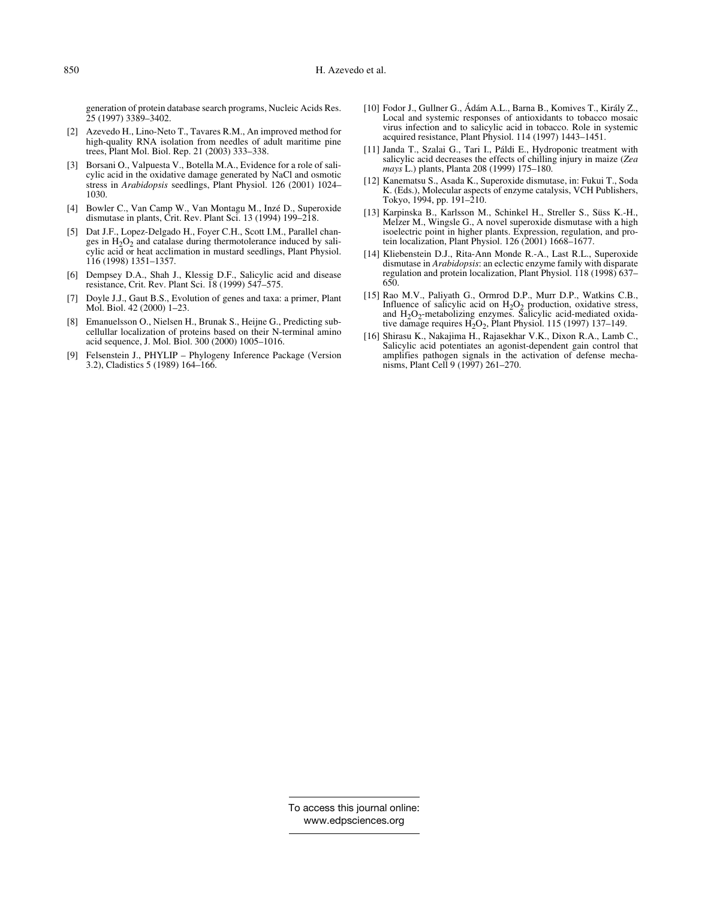generation of protein database search programs, Nucleic Acids Res. 25 (1997) 3389–3402.

[2] Azevedo H., Lino-Neto T., Tavares R.M., An improved method for high-quality RNA isolation from needles of adult maritime pine trees, Plant Mol. Biol. Rep. 21 (2003) 333–338.

[3] Borsani O., Valpuesta V., Botella M.A., Evidence for a role of salicylic acid in the oxidative damage generated by NaCl and osmotic stress in *Arabidopsis* seedlings, Plant Physiol. 126 (2001) 1024–1030.

[4] Bowler C., Van Camp W., Van Montagu M., Inzé D., Superoxide dismutase in plants, Crit. Rev. Plant Sci. 13 (1994) 199–218.

[5] Dat J.F., Lopez-Delgado H., Foyer C.H., Scott I.M., Parallel changes in $H_2O_2$ and catalase during thermotolerance induced by salicylic acid or heat acclimation in mustard seedlings, Plant Physiol. 116 (1998) 1351–1357.

[6] Dempsey D.A., Shah J., Klessig D.F., Salicylic acid and disease resistance, Crit. Rev. Plant Sci. 18 (1999) 547–575.

[7] Doyle J.J., Gaut B.S., Evolution of genes and taxa: a primer, Plant Mol. Biol. 42 (2000) 1–23.

[8] Emanuelsson O., Nielsen H., Brunak S., Heijne G., Predicting subcellullar localization of proteins based on their N-terminal amino acid sequence, J. Mol. Biol. 300 (2000) 1005–1016.

[9] Felsenstein J., PHYLIP – Phylogeny Inference Package (Version 3.2), Cladistics 5 (1989) 164–166.

[10] Fodor J., Gullner G., Ádám A.L., Barna B., Komives T., Király Z., Local and systemic responses of antioxidants to tobacco mosaic virus infection and to salicylic acid in tobacco. Role in systemic acquired resistance, Plant Physiol. 114 (1997) 1443–1451.

[11] Janda T., Szalai G., Tari I., Páldi E., Hydroponic treatment with salicylic acid decreases the effects of chilling injury in maize (*Zea mays* L.) plants, Planta 208 (1999) 175–180.

[12] Kanematsu S., Asada K., Superoxide dismutase, in: Fukui T., Soda K. (Eds.), Molecular aspects of enzyme catalysis, VCH Publishers, Tokyo, 1994, pp. 191–210.

[13] Karpinska B., Karlsson M., Schinkel H., Streller S., Süss K.-H., Melzer M., Wingsle G., A novel superoxide dismutase with a high isoelectric point in higher plants. Expression, regulation, and protein localization, Plant Physiol. 126 (2001) 1668–1677.

[14] Kliebenstein D.J., Rita-Ann Monde R.-A., Last R.L., Superoxide dismutase in *Arabidopsis*: an eclectic enzyme family with disparate regulation and protein localization, Plant Physiol. 118 (1998) 637–650.

[15] Rao M.V., Paliyath G., Ormrod D.P., Murr D.P., Watkins C.B., Influence of salicylic acid on $H_2O_2$ production, oxidative stress, and $H_2O_2$-metabolizing enzymes. Salicylic acid-mediated oxidative damage requires $H_2O_2$, Plant Physiol. 115 (1997) 137–149.

[16] Shirasu K., Nakajima H., Rajasekhar V.K., Dixon R.A., Lamb C., Salicylic acid potentiates an agonist-dependent gain control that amplifies pathogen signals in the activation of defense mechanisms, Plant Cell 9 (1997) 261–270.

To access this journal online:
www.edpsciences.org